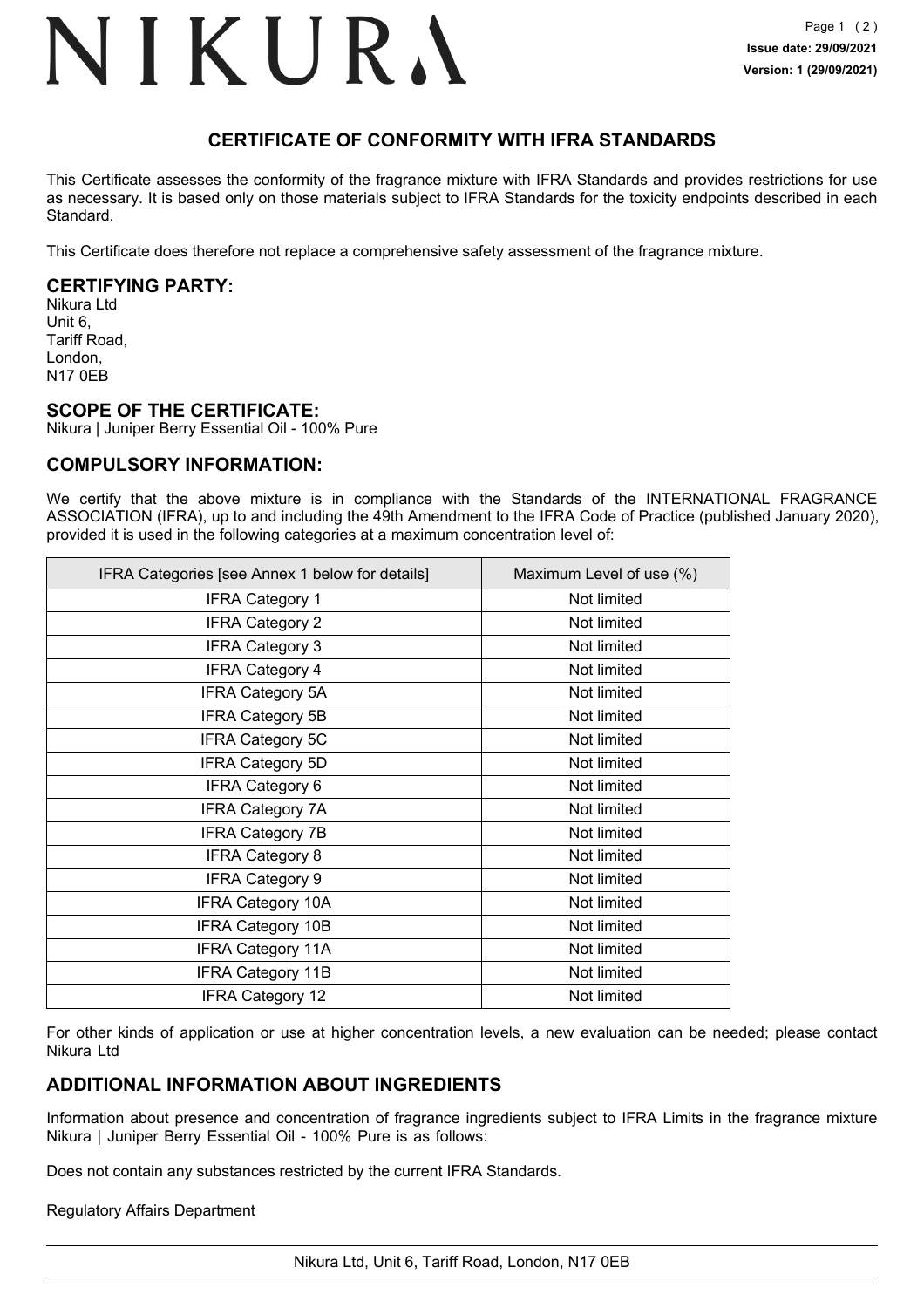# NIKURA

**Issue date: 29/09/2021**
**Version: 1 (29/09/2021)**

## CERTIFICATE OF CONFORMITY WITH IFRA STANDARDS

This Certificate assesses the conformity of the fragrance mixture with IFRA Standards and provides restrictions for use as necessary. It is based only on those materials subject to IFRA Standards for the toxicity endpoints described in each Standard.

This Certificate does therefore not replace a comprehensive safety assessment of the fragrance mixture.

### CERTIFYING PARTY:

Nikura Ltd
Unit 6,
Tariff Road,
London,
N17 0EB

### SCOPE OF THE CERTIFICATE:

Nikura | Juniper Berry Essential Oil - 100% Pure

### COMPULSORY INFORMATION:

We certify that the above mixture is in compliance with the Standards of the INTERNATIONAL FRAGRANCE ASSOCIATION (IFRA), up to and including the 49th Amendment to the IFRA Code of Practice (published January 2020), provided it is used in the following categories at a maximum concentration level of:

| IFRA Categories [see Annex 1 below for details] | Maximum Level of use (%) |
|---|---|
| IFRA Category 1 | Not limited |
| IFRA Category 2 | Not limited |
| IFRA Category 3 | Not limited |
| IFRA Category 4 | Not limited |
| IFRA Category 5A | Not limited |
| IFRA Category 5B | Not limited |
| IFRA Category 5C | Not limited |
| IFRA Category 5D | Not limited |
| IFRA Category 6 | Not limited |
| IFRA Category 7A | Not limited |
| IFRA Category 7B | Not limited |
| IFRA Category 8 | Not limited |
| IFRA Category 9 | Not limited |
| IFRA Category 10A | Not limited |
| IFRA Category 10B | Not limited |
| IFRA Category 11A | Not limited |
| IFRA Category 11B | Not limited |
| IFRA Category 12 | Not limited |

For other kinds of application or use at higher concentration levels, a new evaluation can be needed; please contact Nikura Ltd

### ADDITIONAL INFORMATION ABOUT INGREDIENTS

Information about presence and concentration of fragrance ingredients subject to IFRA Limits in the fragrance mixture Nikura | Juniper Berry Essential Oil - 100% Pure is as follows:

Does not contain any substances restricted by the current IFRA Standards.

Regulatory Affairs Department

Nikura Ltd, Unit 6, Tariff Road, London, N17 0EB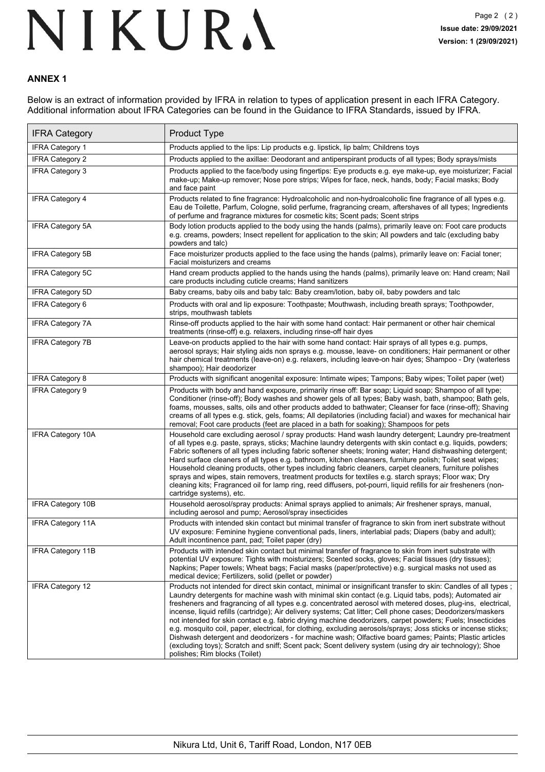## ANNEX 1

Below is an extract of information provided by IFRA in relation to types of application present in each IFRA Category. Additional information about IFRA Categories can be found in the Guidance to IFRA Standards, issued by IFRA.

| IFRA Category | Product Type |
|---|---|
| IFRA Category 1 | Products applied to the lips: Lip products e.g. lipstick, lip balm; Childrens toys |
| IFRA Category 2 | Products applied to the axillae: Deodorant and antiperspirant products of all types; Body sprays/mists |
| IFRA Category 3 | Products applied to the face/body using fingertips: Eye products e.g. eye make-up, eye moisturizer; Facial make-up; Make-up remover; Nose pore strips; Wipes for face, neck, hands, body; Facial masks; Body and face paint |
| IFRA Category 4 | Products related to fine fragrance: Hydroalcoholic and non-hydroalcoholic fine fragrance of all types e.g. Eau de Toilette, Parfum, Cologne, solid perfume, fragrancing cream, aftershaves of all types; Ingredients of perfume and fragrance mixtures for cosmetic kits; Scent pads; Scent strips |
| IFRA Category 5A | Body lotion products applied to the body using the hands (palms), primarily leave on: Foot care products e.g. creams, powders; Insect repellent for application to the skin; All powders and talc (excluding baby powders and talc) |
| IFRA Category 5B | Face moisturizer products applied to the face using the hands (palms), primarily leave on: Facial toner; Facial moisturizers and creams |
| IFRA Category 5C | Hand cream products applied to the hands using the hands (palms), primarily leave on: Hand cream; Nail care products including cuticle creams; Hand sanitizers |
| IFRA Category 5D | Baby creams, baby oils and baby talc: Baby cream/lotion, baby oil, baby powders and talc |
| IFRA Category 6 | Products with oral and lip exposure: Toothpaste; Mouthwash, including breath sprays; Toothpowder, strips, mouthwash tablets |
| IFRA Category 7A | Rinse-off products applied to the hair with some hand contact: Hair permanent or other hair chemical treatments (rinse-off) e.g. relaxers, including rinse-off hair dyes |
| IFRA Category 7B | Leave-on products applied to the hair with some hand contact: Hair sprays of all types e.g. pumps, aerosol sprays; Hair styling aids non sprays e.g. mousse, leave- on conditioners; Hair permanent or other hair chemical treatments (leave-on) e.g. relaxers, including leave-on hair dyes; Shampoo - Dry (waterless shampoo); Hair deodorizer |
| IFRA Category 8 | Products with significant anogenital exposure: Intimate wipes; Tampons; Baby wipes; Toilet paper (wet) |
| IFRA Category 9 | Products with body and hand exposure, primarily rinse off: Bar soap; Liquid soap; Shampoo of all type; Conditioner (rinse-off); Body washes and shower gels of all types; Baby wash, bath, shampoo; Bath gels, foams, mousses, salts, oils and other products added to bathwater; Cleanser for face (rinse-off); Shaving creams of all types e.g. stick, gels, foams; All depilatories (including facial) and waxes for mechanical hair removal; Foot care products (feet are placed in a bath for soaking); Shampoos for pets |
| IFRA Category 10A | Household care excluding aerosol / spray products: Hand wash laundry detergent; Laundry pre-treatment of all types e.g. paste, sprays, sticks; Machine laundry detergents with skin contact e.g. liquids, powders; Fabric softeners of all types including fabric softener sheets; Ironing water; Hand dishwashing detergent; Hard surface cleaners of all types e.g. bathroom, kitchen cleansers, furniture polish; Toilet seat wipes; Household cleaning products, other types including fabric cleaners, carpet cleaners, furniture polishes sprays and wipes, stain removers, treatment products for textiles e.g. starch sprays; Floor wax; Dry cleaning kits; Fragranced oil for lamp ring, reed diffusers, pot-pourri, liquid refills for air fresheners (non-cartridge systems), etc. |
| IFRA Category 10B | Household aerosol/spray products: Animal sprays applied to animals; Air freshener sprays, manual, including aerosol and pump; Aerosol/spray insecticides |
| IFRA Category 11A | Products with intended skin contact but minimal transfer of fragrance to skin from inert substrate without UV exposure: Feminine hygiene conventional pads, liners, interlabial pads; Diapers (baby and adult); Adult incontinence pant, pad; Toilet paper (dry) |
| IFRA Category 11B | Products with intended skin contact but minimal transfer of fragrance to skin from inert substrate with potential UV exposure: Tights with moisturizers; Scented socks, gloves; Facial tissues (dry tissues); Napkins; Paper towels; Wheat bags; Facial masks (paper/protective) e.g. surgical masks not used as medical device; Fertilizers, solid (pellet or powder) |
| IFRA Category 12 | Products not intended for direct skin contact, minimal or insignificant transfer to skin: Candles of all types ; Laundry detergents for machine wash with minimal skin contact (e.g. Liquid tabs, pods); Automated air fresheners and fragrancing of all types e.g. concentrated aerosol with metered doses, plug-ins, electrical, incense, liquid refills (cartridge); Air delivery systems; Cat litter; Cell phone cases; Deodorizers/maskers not intended for skin contact e.g. fabric drying machine deodorizers, carpet powders; Fuels; Insecticides e.g. mosquito coil, paper, electrical, for clothing, excluding aerosols/sprays; Joss sticks or incense sticks; Dishwash detergent and deodorizers - for machine wash; Olfactive board games; Paints; Plastic articles (excluding toys); Scratch and sniff; Scent pack; Scent delivery system (using dry air technology); Shoe polishes; Rim blocks (Toilet) |